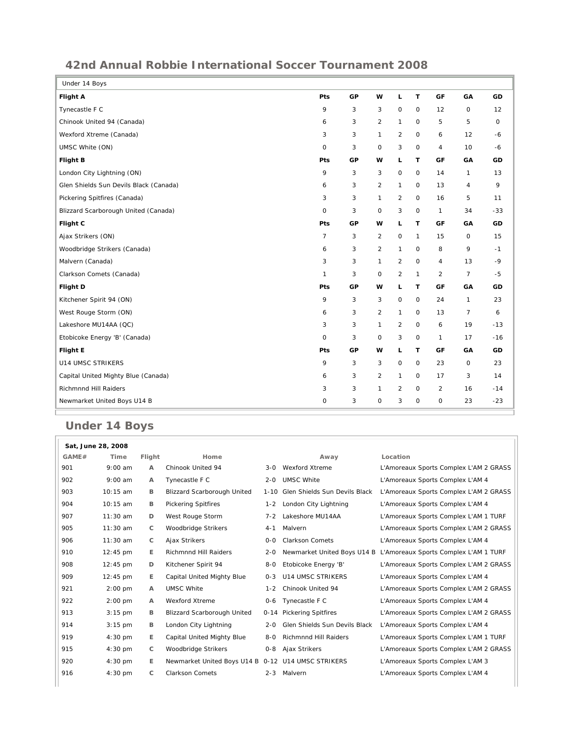# 42nd Annual Robbie International Soccer Tournament 2008

Under 14 Boys

| Flight A | Pts | GP | W | L | T | GF | GA | GD |
|---|---|---|---|---|---|---|---|---|
| Tynecastle F C | 9 | 3 | 3 | 0 | 0 | 12 | 0 | 12 |
| Chinook United 94 (Canada) | 6 | 3 | 2 | 1 | 0 | 5 | 5 | 0 |
| Wexford Xtreme (Canada) | 3 | 3 | 1 | 2 | 0 | 6 | 12 | -6 |
| UMSC White (ON) | 0 | 3 | 0 | 3 | 0 | 4 | 10 | -6 |
| **Flight B** | **Pts** | **GP** | **W** | **L** | **T** | **GF** | **GA** | **GD** |
| London City Lightning (ON) | 9 | 3 | 3 | 0 | 0 | 14 | 1 | 13 |
| Glen Shields Sun Devils Black (Canada) | 6 | 3 | 2 | 1 | 0 | 13 | 4 | 9 |
| Pickering Spitfires (Canada) | 3 | 3 | 1 | 2 | 0 | 16 | 5 | 11 |
| Blizzard Scarborough United (Canada) | 0 | 3 | 0 | 3 | 0 | 1 | 34 | -33 |
| **Flight C** | **Pts** | **GP** | **W** | **L** | **T** | **GF** | **GA** | **GD** |
| Ajax Strikers (ON) | 7 | 3 | 2 | 0 | 1 | 15 | 0 | 15 |
| Woodbridge Strikers (Canada) | 6 | 3 | 2 | 1 | 0 | 8 | 9 | -1 |
| Malvern (Canada) | 3 | 3 | 1 | 2 | 0 | 4 | 13 | -9 |
| Clarkson Comets (Canada) | 1 | 3 | 0 | 2 | 1 | 2 | 7 | -5 |
| **Flight D** | **Pts** | **GP** | **W** | **L** | **T** | **GF** | **GA** | **GD** |
| Kitchener Spirit 94 (ON) | 9 | 3 | 3 | 0 | 0 | 24 | 1 | 23 |
| West Rouge Storm (ON) | 6 | 3 | 2 | 1 | 0 | 13 | 7 | 6 |
| Lakeshore MU14AA (QC) | 3 | 3 | 1 | 2 | 0 | 6 | 19 | -13 |
| Etobicoke Energy 'B' (Canada) | 0 | 3 | 0 | 3 | 0 | 1 | 17 | -16 |
| **Flight E** | **Pts** | **GP** | **W** | **L** | **T** | **GF** | **GA** | **GD** |
| U14 UMSC STRIKERS | 9 | 3 | 3 | 0 | 0 | 23 | 0 | 23 |
| Capital United Mighty Blue (Canada) | 6 | 3 | 2 | 1 | 0 | 17 | 3 | 14 |
| Richmnnd Hill Raiders | 3 | 3 | 1 | 2 | 0 | 2 | 16 | -14 |
| Newmarket United Boys U14 B | 0 | 3 | 0 | 3 | 0 | 0 | 23 | -23 |

## Under 14 Boys

**Sat, June 28, 2008**

| GAME# | Time | Flight | Home | | Away | Location |
|---|---|---|---|---|---|---|
| 901 | 9:00 am | A | Chinook United 94 | 3-0 | Wexford Xtreme | L'Amoreaux Sports Complex L'AM 2 GRASS |
| 902 | 9:00 am | A | Tynecastle F C | 2-0 | UMSC White | L'Amoreaux Sports Complex L'AM 4 |
| 903 | 10:15 am | B | Blizzard Scarborough United | 1-10 | Glen Shields Sun Devils Black | L'Amoreaux Sports Complex L'AM 2 GRASS |
| 904 | 10:15 am | B | Pickering Spitfires | 1-2 | London City Lightning | L'Amoreaux Sports Complex L'AM 4 |
| 907 | 11:30 am | D | West Rouge Storm | 7-2 | Lakeshore MU14AA | L'Amoreaux Sports Complex L'AM 1 TURF |
| 905 | 11:30 am | C | Woodbridge Strikers | 4-1 | Malvern | L'Amoreaux Sports Complex L'AM 2 GRASS |
| 906 | 11:30 am | C | Ajax Strikers | 0-0 | Clarkson Comets | L'Amoreaux Sports Complex L'AM 4 |
| 910 | 12:45 pm | E | Richmnnd Hill Raiders | 2-0 | Newmarket United Boys U14 B | L'Amoreaux Sports Complex L'AM 1 TURF |
| 908 | 12:45 pm | D | Kitchener Spirit 94 | 8-0 | Etobicoke Energy 'B' | L'Amoreaux Sports Complex L'AM 2 GRASS |
| 909 | 12:45 pm | E | Capital United Mighty Blue | 0-3 | U14 UMSC STRIKERS | L'Amoreaux Sports Complex L'AM 4 |
| 921 | 2:00 pm | A | UMSC White | 1-2 | Chinook United 94 | L'Amoreaux Sports Complex L'AM 2 GRASS |
| 922 | 2:00 pm | A | Wexford Xtreme | 0-6 | Tynecastle F C | L'Amoreaux Sports Complex L'AM 4 |
| 913 | 3:15 pm | B | Blizzard Scarborough United | 0-14 | Pickering Spitfires | L'Amoreaux Sports Complex L'AM 2 GRASS |
| 914 | 3:15 pm | B | London City Lightning | 2-0 | Glen Shields Sun Devils Black | L'Amoreaux Sports Complex L'AM 4 |
| 919 | 4:30 pm | E | Capital United Mighty Blue | 8-0 | Richmnnd Hill Raiders | L'Amoreaux Sports Complex L'AM 1 TURF |
| 915 | 4:30 pm | C | Woodbridge Strikers | 0-8 | Ajax Strikers | L'Amoreaux Sports Complex L'AM 2 GRASS |
| 920 | 4:30 pm | E | Newmarket United Boys U14 B | 0-12 | U14 UMSC STRIKERS | L'Amoreaux Sports Complex L'AM 3 |
| 916 | 4:30 pm | C | Clarkson Comets | 2-3 | Malvern | L'Amoreaux Sports Complex L'AM 4 |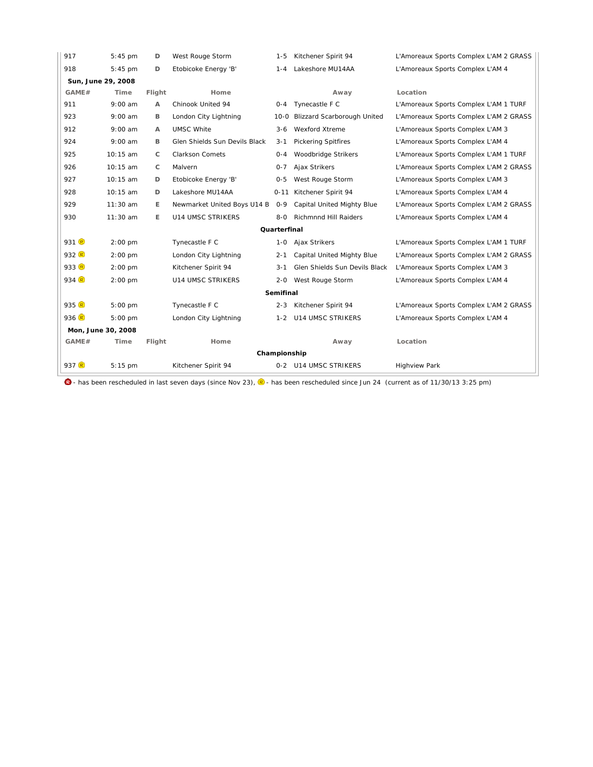| GAME# | Time | Flight | Home | | Away | Location |
|---|---|---|---|---|---|---|
| 917 | 5:45 pm | D | West Rouge Storm | 1-5 | Kitchener Spirit 94 | L'Amoreaux Sports Complex L'AM 2 GRASS |
| 918 | 5:45 pm | D | Etobicoke Energy 'B' | 1-4 | Lakeshore MU14AA | L'Amoreaux Sports Complex L'AM 4 |

**Sun, June 29, 2008**

| GAME# | Time | Flight | Home | | Away | Location |
|---|---|---|---|---|---|---|
| 911 | 9:00 am | A | Chinook United 94 | 0-4 | Tynecastle F C | L'Amoreaux Sports Complex L'AM 1 TURF |
| 923 | 9:00 am | B | London City Lightning | 10-0 | Blizzard Scarborough United | L'Amoreaux Sports Complex L'AM 2 GRASS |
| 912 | 9:00 am | A | UMSC White | 3-6 | Wexford Xtreme | L'Amoreaux Sports Complex L'AM 3 |
| 924 | 9:00 am | B | Glen Shields Sun Devils Black | 3-1 | Pickering Spitfires | L'Amoreaux Sports Complex L'AM 4 |
| 925 | 10:15 am | C | Clarkson Comets | 0-4 | Woodbridge Strikers | L'Amoreaux Sports Complex L'AM 1 TURF |
| 926 | 10:15 am | C | Malvern | 0-7 | Ajax Strikers | L'Amoreaux Sports Complex L'AM 2 GRASS |
| 927 | 10:15 am | D | Etobicoke Energy 'B' | 0-5 | West Rouge Storm | L'Amoreaux Sports Complex L'AM 3 |
| 928 | 10:15 am | D | Lakeshore MU14AA | 0-11 | Kitchener Spirit 94 | L'Amoreaux Sports Complex L'AM 4 |
| 929 | 11:30 am | E | Newmarket United Boys U14 B | 0-9 | Capital United Mighty Blue | L'Amoreaux Sports Complex L'AM 2 GRASS |
| 930 | 11:30 am | E | U14 UMSC STRIKERS | 8-0 | Richmnnd Hill Raiders | L'Amoreaux Sports Complex L'AM 4 |
| | | | **Quarterfinal** | | | |
| 931 (R) | 2:00 pm | | Tynecastle F C | 1-0 | Ajax Strikers | L'Amoreaux Sports Complex L'AM 1 TURF |
| 932 (R) | 2:00 pm | | London City Lightning | 2-1 | Capital United Mighty Blue | L'Amoreaux Sports Complex L'AM 2 GRASS |
| 933 (R) | 2:00 pm | | Kitchener Spirit 94 | 3-1 | Glen Shields Sun Devils Black | L'Amoreaux Sports Complex L'AM 3 |
| 934 (R) | 2:00 pm | | U14 UMSC STRIKERS | 2-0 | West Rouge Storm | L'Amoreaux Sports Complex L'AM 4 |
| | | | **Semifinal** | | | |
| 935 (R) | 5:00 pm | | Tynecastle F C | 2-3 | Kitchener Spirit 94 | L'Amoreaux Sports Complex L'AM 2 GRASS |
| 936 (R) | 5:00 pm | | London City Lightning | 1-2 | U14 UMSC STRIKERS | L'Amoreaux Sports Complex L'AM 4 |

**Mon, June 30, 2008**

| GAME# | Time | Flight | Home | | Away | Location |
|---|---|---|---|---|---|---|
| | | | **Championship** | | | |
| 937 (R) | 5:15 pm | | Kitchener Spirit 94 | 0-2 | U14 UMSC STRIKERS | Highview Park |

(R) - has been rescheduled in last seven days (since Nov 23), (R) - has been rescheduled since Jun 24 (current as of 11/30/13 3:25 pm)